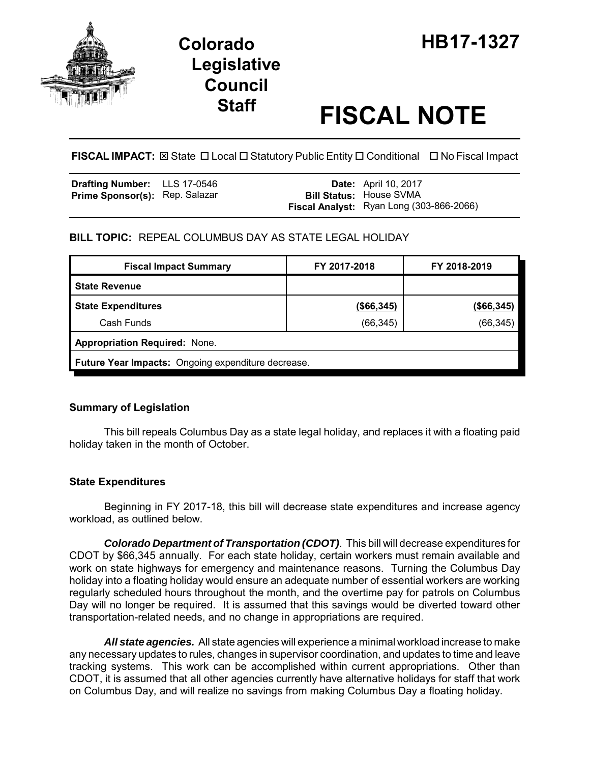# Colorado Legislative Council Staff

# HB17-1327

# FISCAL NOTE

**FISCAL IMPACT:** ☒ State ☐ Local ☐ Statutory Public Entity ☐ Conditional ☐ No Fiscal Impact

| | | | |
|---|---|---|---|
| **Drafting Number:** | LLS 17-0546 | **Date:** | April 10, 2017 |
| **Prime Sponsor(s):** | Rep. Salazar | **Bill Status:** | House SVMA |
| | | **Fiscal Analyst:** | Ryan Long (303-866-2066) |

**BILL TOPIC:** REPEAL COLUMBUS DAY AS STATE LEGAL HOLIDAY

| Fiscal Impact Summary | FY 2017-2018 | FY 2018-2019 |
|---|---|---|
| **State Revenue** | | |
| **State Expenditures** | **($66,345)** | **($66,345)** |
| Cash Funds | (66,345) | (66,345) |
| **Appropriation Required:** None. | | |
| **Future Year Impacts:** Ongoing expenditure decrease. | | |

## Summary of Legislation

This bill repeals Columbus Day as a state legal holiday, and replaces it with a floating paid holiday taken in the month of October.

## State Expenditures

Beginning in FY 2017-18, this bill will decrease state expenditures and increase agency workload, as outlined below.

***Colorado Department of Transportation (CDOT)***. This bill will decrease expenditures for CDOT by $66,345 annually. For each state holiday, certain workers must remain available and work on state highways for emergency and maintenance reasons. Turning the Columbus Day holiday into a floating holiday would ensure an adequate number of essential workers are working regularly scheduled hours throughout the month, and the overtime pay for patrols on Columbus Day will no longer be required. It is assumed that this savings would be diverted toward other transportation-related needs, and no change in appropriations are required.

***All state agencies.*** All state agencies will experience a minimal workload increase to make any necessary updates to rules, changes in supervisor coordination, and updates to time and leave tracking systems. This work can be accomplished within current appropriations. Other than CDOT, it is assumed that all other agencies currently have alternative holidays for staff that work on Columbus Day, and will realize no savings from making Columbus Day a floating holiday.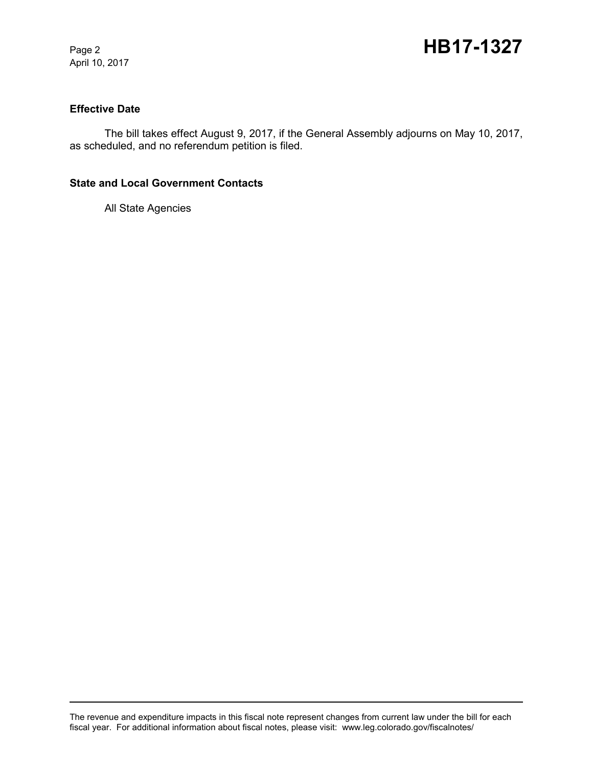**Effective Date**

The bill takes effect August 9, 2017, if the General Assembly adjourns on May 10, 2017, as scheduled, and no referendum petition is filed.

**State and Local Government Contacts**

All State Agencies

The revenue and expenditure impacts in this fiscal note represent changes from current law under the bill for each fiscal year. For additional information about fiscal notes, please visit: www.leg.colorado.gov/fiscalnotes/